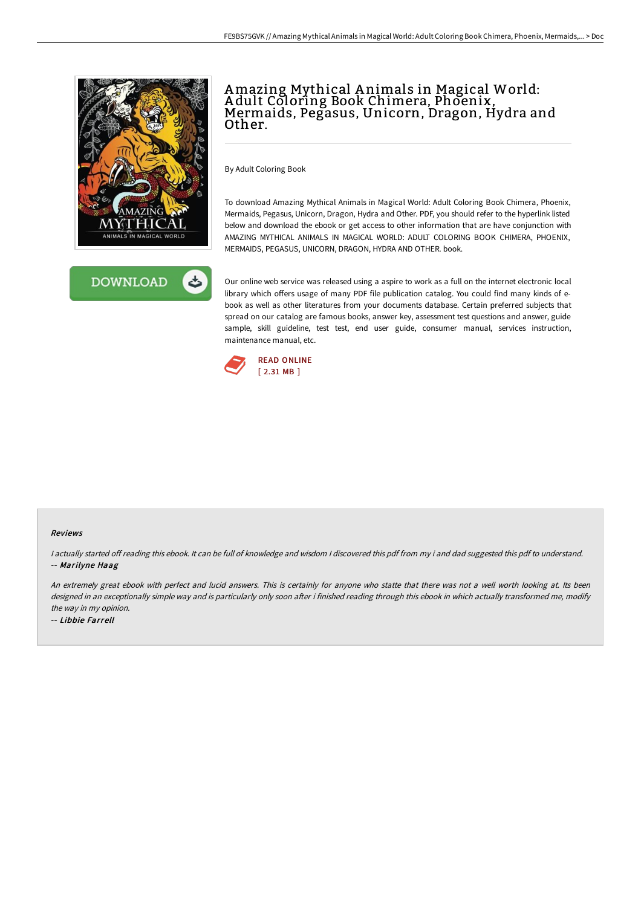# Amazing Mythical Animals in Magical World: Adult Coloring Book Chimera, Phoenix, Mermaids, Pegasus, Unicorn, Dragon, Hydra and Other.

By Adult Coloring Book

To download Amazing Mythical Animals in Magical World: Adult Coloring Book Chimera, Phoenix, Mermaids, Pegasus, Unicorn, Dragon, Hydra and Other. PDF, you should refer to the hyperlink listed below and download the ebook or get access to other information that are have conjunction with AMAZING MYTHICAL ANIMALS IN MAGICAL WORLD: ADULT COLORING BOOK CHIMERA, PHOENIX, MERMAIDS, PEGASUS, UNICORN, DRAGON, HYDRA AND OTHER. book.

Our online web service was released using a aspire to work as a full on the internet electronic local library which offers usage of many PDF file publication catalog. You could find many kinds of e-book as well as other literatures from your documents database. Certain preferred subjects that spread on our catalog are famous books, answer key, assessment test questions and answer, guide sample, skill guideline, test test, end user guide, consumer manual, services instruction, maintenance manual, etc.

DOWNLOAD

READ ONLINE
[ 2.31 MB ]

### Reviews

*I actually started off reading this ebook. It can be full of knowledge and wisdom I discovered this pdf from my i and dad suggested this pdf to understand.*
-- ***Marilyne Haag***

*An extremely great ebook with perfect and lucid answers. This is certainly for anyone who statte that there was not a well worth looking at. Its been designed in an exceptionally simple way and is particularly only soon after i finished reading through this ebook in which actually transformed me, modify the way in my opinion.*
-- ***Libbie Farrell***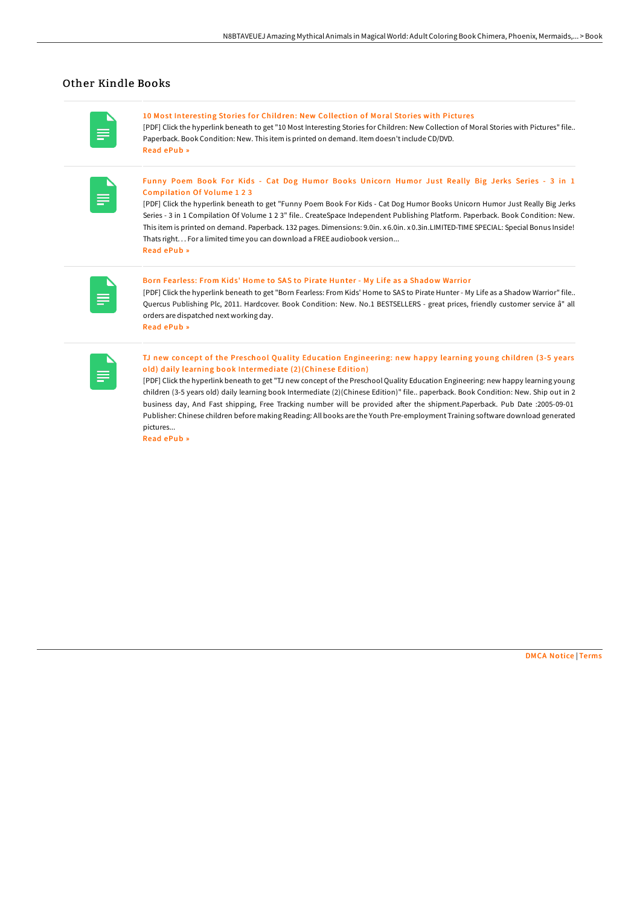## Other Kindle Books

### 10 Most Interesting Stories for Children: New Collection of Moral Stories with Pictures

[PDF] Click the hyperlink beneath to get "10 Most Interesting Stories for Children: New Collection of Moral Stories with Pictures" file.. Paperback. Book Condition: New. This item is printed on demand. Item doesn't include CD/DVD.

Read ePub »

### Funny Poem Book For Kids - Cat Dog Humor Books Unicorn Humor Just Really Big Jerks Series - 3 in 1 Compilation Of Volume 1 2 3

[PDF] Click the hyperlink beneath to get "Funny Poem Book For Kids - Cat Dog Humor Books Unicorn Humor Just Really Big Jerks Series - 3 in 1 Compilation Of Volume 1 2 3" file.. CreateSpace Independent Publishing Platform. Paperback. Book Condition: New. This item is printed on demand. Paperback. 132 pages. Dimensions: 9.0in. x 6.0in. x 0.3in.LIMITED-TIME SPECIAL: Special Bonus Inside! Thats right. . . For a limited time you can download a FREE audiobook version...

Read ePub »

### Born Fearless: From Kids' Home to SAS to Pirate Hunter - My Life as a Shadow Warrior

[PDF] Click the hyperlink beneath to get "Born Fearless: From Kids' Home to SAS to Pirate Hunter - My Life as a Shadow Warrior" file.. Quercus Publishing Plc, 2011. Hardcover. Book Condition: New. No.1 BESTSELLERS - great prices, friendly customer service â" all orders are dispatched next working day.

Read ePub »

### TJ new concept of the Preschool Quality Education Engineering: new happy learning young children (3-5 years old) daily learning book Intermediate (2)(Chinese Edition)

[PDF] Click the hyperlink beneath to get "TJ new concept of the Preschool Quality Education Engineering: new happy learning young children (3-5 years old) daily learning book Intermediate (2)(Chinese Edition)" file.. paperback. Book Condition: New. Ship out in 2 business day, And Fast shipping, Free Tracking number will be provided after the shipment.Paperback. Pub Date :2005-09-01 Publisher: Chinese children before making Reading: All books are the Youth Pre-employment Training software download generated pictures...

Read ePub »

DMCA Notice | Terms